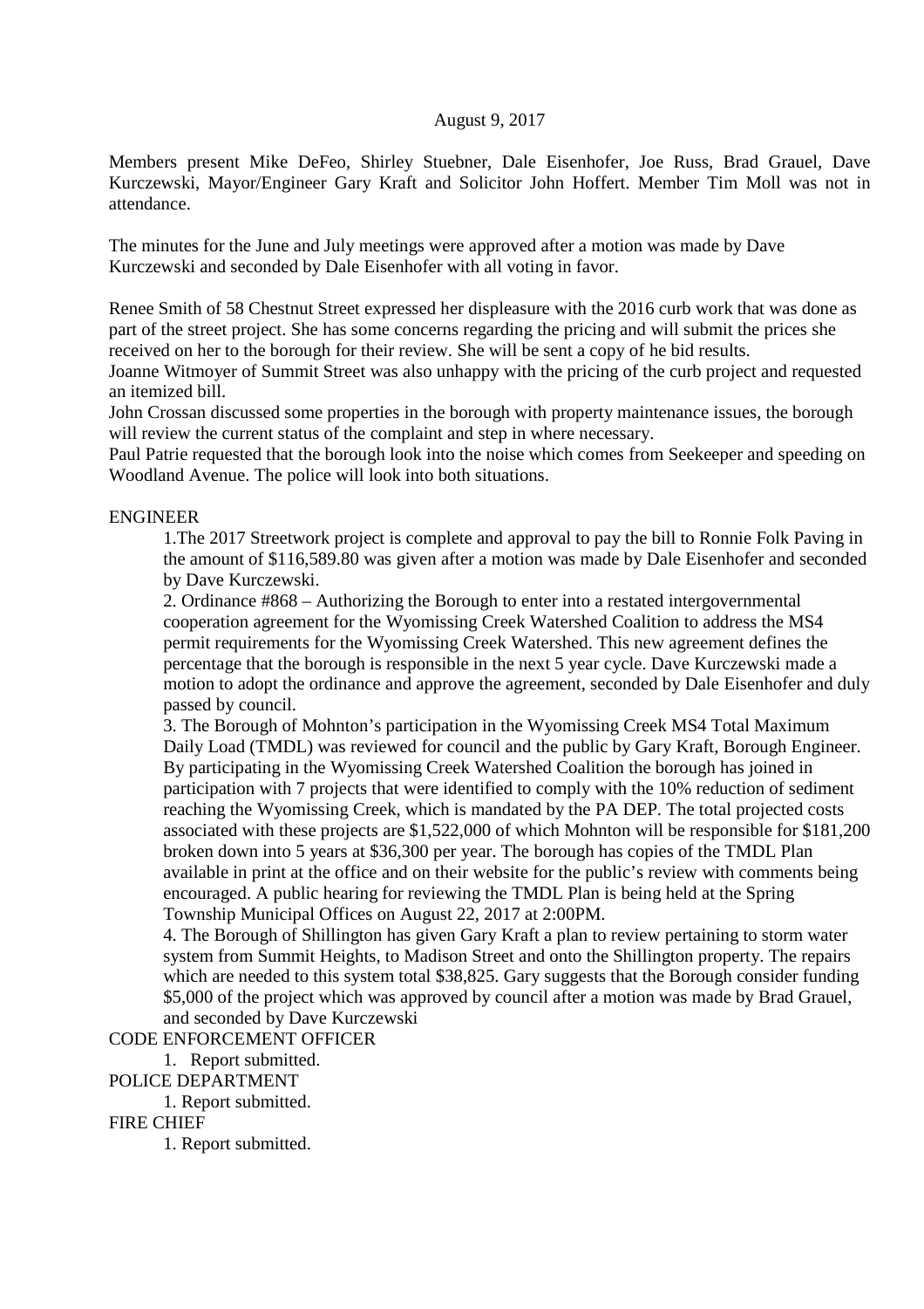August 9, 2017

Members present Mike DeFeo, Shirley Stuebner, Dale Eisenhofer, Joe Russ, Brad Grauel, Dave Kurczewski, Mayor/Engineer Gary Kraft and Solicitor John Hoffert. Member Tim Moll was not in attendance.

The minutes for the June and July meetings were approved after a motion was made by Dave Kurczewski and seconded by Dale Eisenhofer with all voting in favor.

Renee Smith of 58 Chestnut Street expressed her displeasure with the 2016 curb work that was done as part of the street project. She has some concerns regarding the pricing and will submit the prices she received on her to the borough for their review. She will be sent a copy of he bid results.
Joanne Witmoyer of Summit Street was also unhappy with the pricing of the curb project and requested an itemized bill.
John Crossan discussed some properties in the borough with property maintenance issues, the borough will review the current status of the complaint and step in where necessary.
Paul Patrie requested that the borough look into the noise which comes from Seekeeper and speeding on Woodland Avenue. The police will look into both situations.

ENGINEER

1.The 2017 Streetwork project is complete and approval to pay the bill to Ronnie Folk Paving in the amount of $116,589.80 was given after a motion was made by Dale Eisenhofer and seconded by Dave Kurczewski.

2. Ordinance #868 – Authorizing the Borough to enter into a restated intergovernmental cooperation agreement for the Wyomissing Creek Watershed Coalition to address the MS4 permit requirements for the Wyomissing Creek Watershed. This new agreement defines the percentage that the borough is responsible in the next 5 year cycle. Dave Kurczewski made a motion to adopt the ordinance and approve the agreement, seconded by Dale Eisenhofer and duly passed by council.

3. The Borough of Mohnton's participation in the Wyomissing Creek MS4 Total Maximum Daily Load (TMDL) was reviewed for council and the public by Gary Kraft, Borough Engineer. By participating in the Wyomissing Creek Watershed Coalition the borough has joined in participation with 7 projects that were identified to comply with the 10% reduction of sediment reaching the Wyomissing Creek, which is mandated by the PA DEP. The total projected costs associated with these projects are $1,522,000 of which Mohnton will be responsible for $181,200 broken down into 5 years at $36,300 per year. The borough has copies of the TMDL Plan available in print at the office and on their website for the public's review with comments being encouraged. A public hearing for reviewing the TMDL Plan is being held at the Spring Township Municipal Offices on August 22, 2017 at 2:00PM.

4. The Borough of Shillington has given Gary Kraft a plan to review pertaining to storm water system from Summit Heights, to Madison Street and onto the Shillington property. The repairs which are needed to this system total $38,825. Gary suggests that the Borough consider funding $5,000 of the project which was approved by council after a motion was made by Brad Grauel, and seconded by Dave Kurczewski

CODE ENFORCEMENT OFFICER

1. Report submitted.

POLICE DEPARTMENT

1. Report submitted.

FIRE CHIEF

1. Report submitted.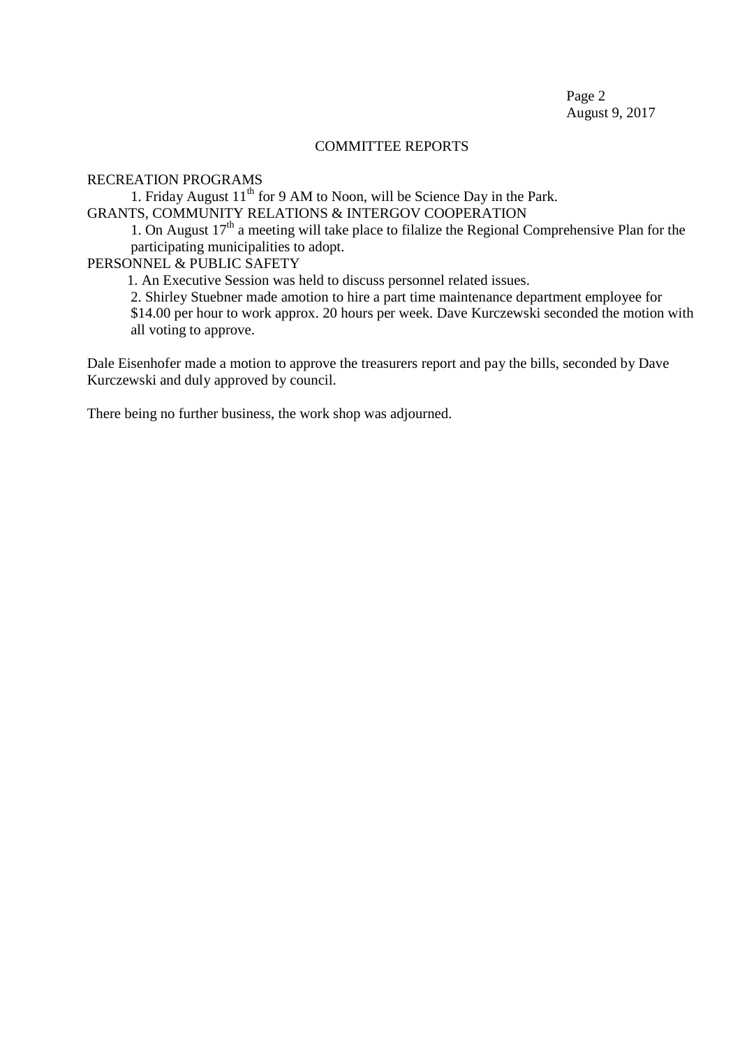## COMMITTEE REPORTS

RECREATION PROGRAMS

1. Friday August 11th for 9 AM to Noon, will be Science Day in the Park.

GRANTS, COMMUNITY RELATIONS & INTERGOV COOPERATION

1. On August 17th a meeting will take place to filalize the Regional Comprehensive Plan for the participating municipalities to adopt.

PERSONNEL & PUBLIC SAFETY

1. An Executive Session was held to discuss personnel related issues.
2. Shirley Stuebner made amotion to hire a part time maintenance department employee for $14.00 per hour to work approx. 20 hours per week. Dave Kurczewski seconded the motion with all voting to approve.

Dale Eisenhofer made a motion to approve the treasurers report and pay the bills, seconded by Dave Kurczewski and duly approved by council.

There being no further business, the work shop was adjourned.